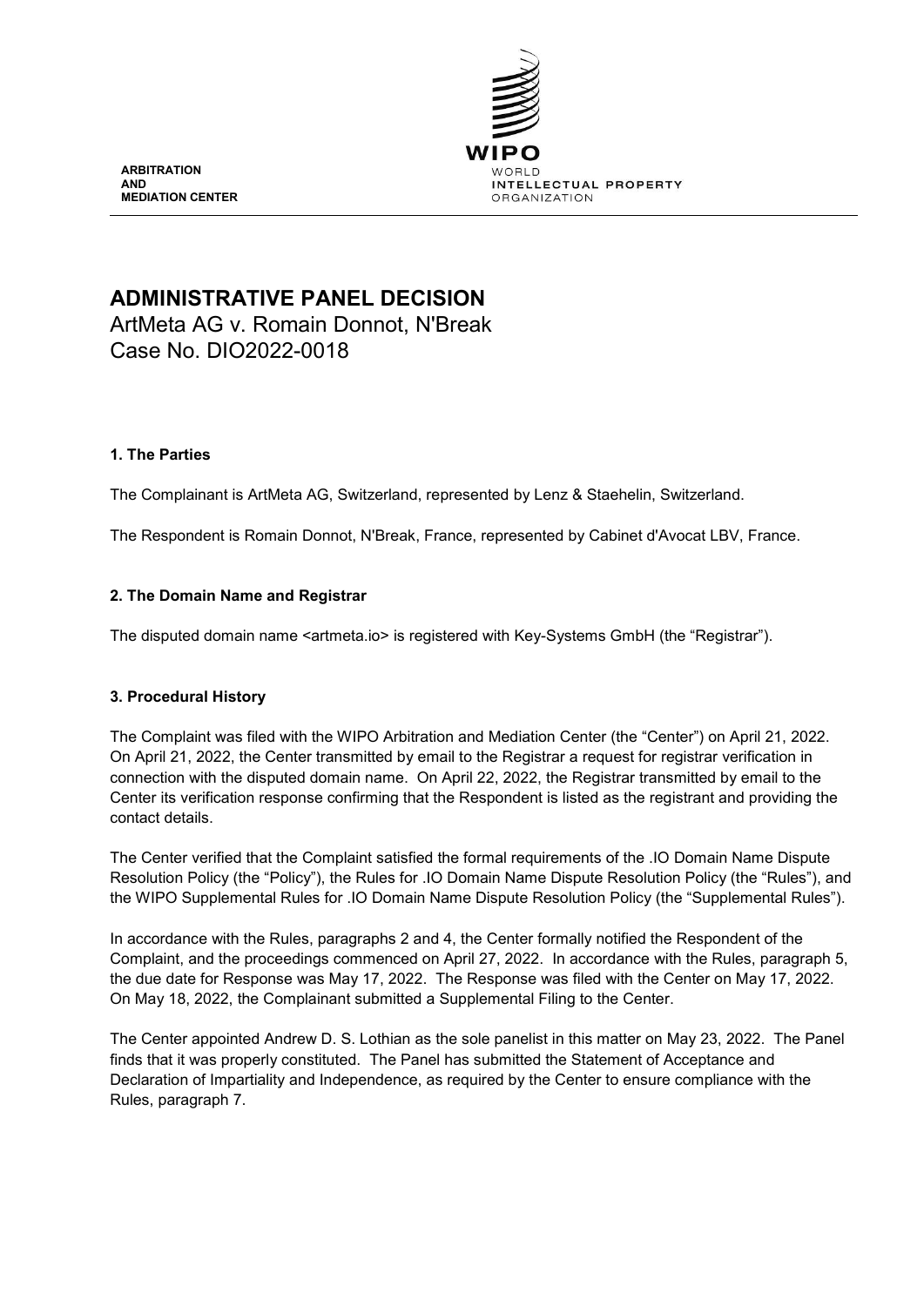ARBITRATION
AND
MEDIATION CENTER

WIPO
WORLD
INTELLECTUAL PROPERTY
ORGANIZATION

# ADMINISTRATIVE PANEL DECISION

ArtMeta AG v. Romain Donnot, N'Break
Case No. DIO2022-0018

## 1. The Parties

The Complainant is ArtMeta AG, Switzerland, represented by Lenz & Staehelin, Switzerland.

The Respondent is Romain Donnot, N'Break, France, represented by Cabinet d'Avocat LBV, France.

## 2. The Domain Name and Registrar

The disputed domain name <artmeta.io> is registered with Key-Systems GmbH (the "Registrar").

## 3. Procedural History

The Complaint was filed with the WIPO Arbitration and Mediation Center (the "Center") on April 21, 2022. On April 21, 2022, the Center transmitted by email to the Registrar a request for registrar verification in connection with the disputed domain name. On April 22, 2022, the Registrar transmitted by email to the Center its verification response confirming that the Respondent is listed as the registrant and providing the contact details.

The Center verified that the Complaint satisfied the formal requirements of the .IO Domain Name Dispute Resolution Policy (the "Policy"), the Rules for .IO Domain Name Dispute Resolution Policy (the "Rules"), and the WIPO Supplemental Rules for .IO Domain Name Dispute Resolution Policy (the "Supplemental Rules").

In accordance with the Rules, paragraphs 2 and 4, the Center formally notified the Respondent of the Complaint, and the proceedings commenced on April 27, 2022. In accordance with the Rules, paragraph 5, the due date for Response was May 17, 2022. The Response was filed with the Center on May 17, 2022. On May 18, 2022, the Complainant submitted a Supplemental Filing to the Center.

The Center appointed Andrew D. S. Lothian as the sole panelist in this matter on May 23, 2022. The Panel finds that it was properly constituted. The Panel has submitted the Statement of Acceptance and Declaration of Impartiality and Independence, as required by the Center to ensure compliance with the Rules, paragraph 7.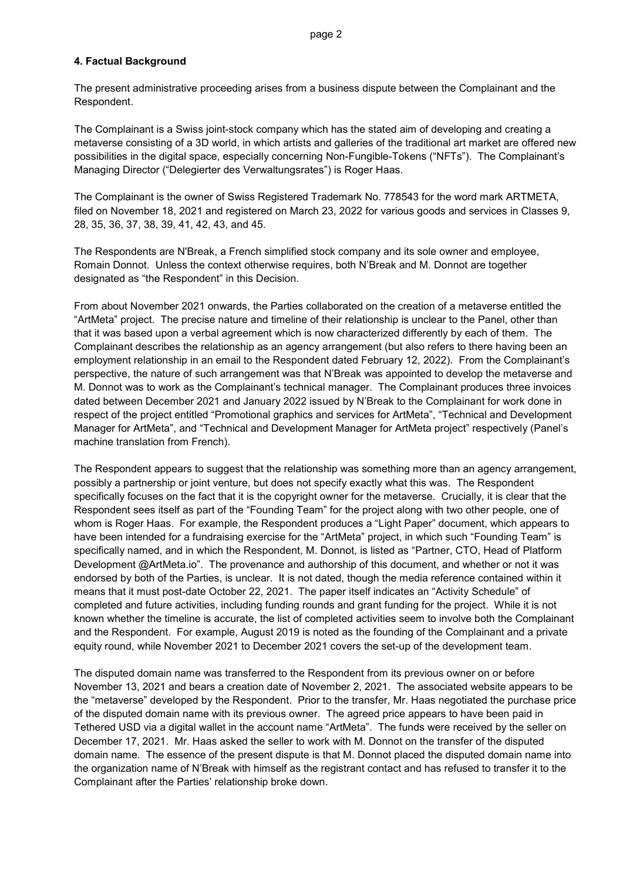## 4. Factual Background

The present administrative proceeding arises from a business dispute between the Complainant and the Respondent.

The Complainant is a Swiss joint-stock company which has the stated aim of developing and creating a metaverse consisting of a 3D world, in which artists and galleries of the traditional art market are offered new possibilities in the digital space, especially concerning Non-Fungible-Tokens ("NFTs"). The Complainant's Managing Director ("Delegierter des Verwaltungsrates") is Roger Haas.

The Complainant is the owner of Swiss Registered Trademark No. 778543 for the word mark ARTMETA, filed on November 18, 2021 and registered on March 23, 2022 for various goods and services in Classes 9, 28, 35, 36, 37, 38, 39, 41, 42, 43, and 45.

The Respondents are N'Break, a French simplified stock company and its sole owner and employee, Romain Donnot. Unless the context otherwise requires, both N'Break and M. Donnot are together designated as "the Respondent" in this Decision.

From about November 2021 onwards, the Parties collaborated on the creation of a metaverse entitled the "ArtMeta" project. The precise nature and timeline of their relationship is unclear to the Panel, other than that it was based upon a verbal agreement which is now characterized differently by each of them. The Complainant describes the relationship as an agency arrangement (but also refers to there having been an employment relationship in an email to the Respondent dated February 12, 2022). From the Complainant's perspective, the nature of such arrangement was that N'Break was appointed to develop the metaverse and M. Donnot was to work as the Complainant's technical manager. The Complainant produces three invoices dated between December 2021 and January 2022 issued by N'Break to the Complainant for work done in respect of the project entitled "Promotional graphics and services for ArtMeta", "Technical and Development Manager for ArtMeta", and "Technical and Development Manager for ArtMeta project" respectively (Panel's machine translation from French).

The Respondent appears to suggest that the relationship was something more than an agency arrangement, possibly a partnership or joint venture, but does not specify exactly what this was. The Respondent specifically focuses on the fact that it is the copyright owner for the metaverse. Crucially, it is clear that the Respondent sees itself as part of the "Founding Team" for the project along with two other people, one of whom is Roger Haas. For example, the Respondent produces a "Light Paper" document, which appears to have been intended for a fundraising exercise for the "ArtMeta" project, in which such "Founding Team" is specifically named, and in which the Respondent, M. Donnot, is listed as "Partner, CTO, Head of Platform Development @ArtMeta.io". The provenance and authorship of this document, and whether or not it was endorsed by both of the Parties, is unclear. It is not dated, though the media reference contained within it means that it must post-date October 22, 2021. The paper itself indicates an "Activity Schedule" of completed and future activities, including funding rounds and grant funding for the project. While it is not known whether the timeline is accurate, the list of completed activities seem to involve both the Complainant and the Respondent. For example, August 2019 is noted as the founding of the Complainant and a private equity round, while November 2021 to December 2021 covers the set-up of the development team.

The disputed domain name was transferred to the Respondent from its previous owner on or before November 13, 2021 and bears a creation date of November 2, 2021. The associated website appears to be the "metaverse" developed by the Respondent. Prior to the transfer, Mr. Haas negotiated the purchase price of the disputed domain name with its previous owner. The agreed price appears to have been paid in Tethered USD via a digital wallet in the account name "ArtMeta". The funds were received by the seller on December 17, 2021. Mr. Haas asked the seller to work with M. Donnot on the transfer of the disputed domain name. The essence of the present dispute is that M. Donnot placed the disputed domain name into the organization name of N'Break with himself as the registrant contact and has refused to transfer it to the Complainant after the Parties' relationship broke down.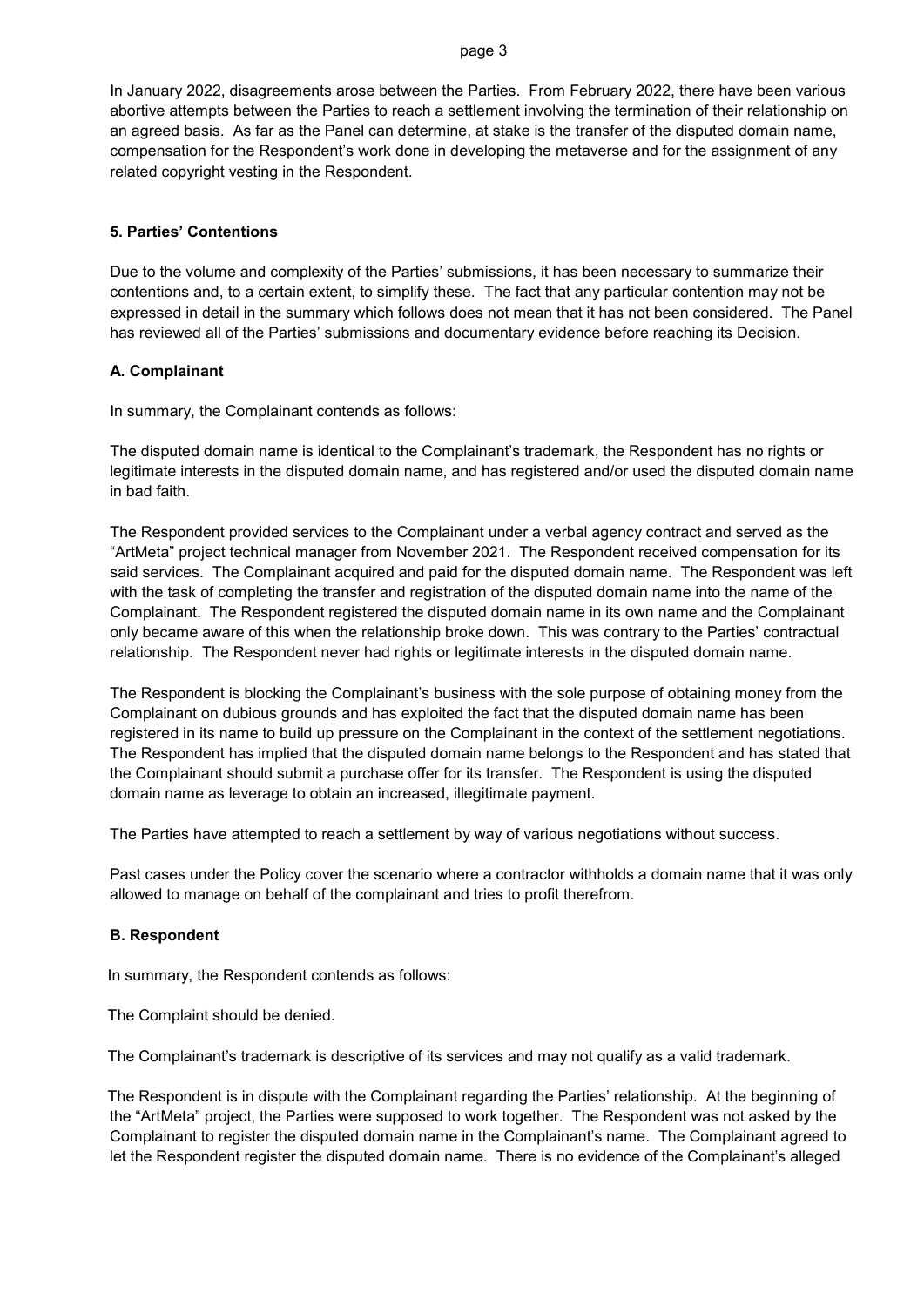In January 2022, disagreements arose between the Parties. From February 2022, there have been various abortive attempts between the Parties to reach a settlement involving the termination of their relationship on an agreed basis. As far as the Panel can determine, at stake is the transfer of the disputed domain name, compensation for the Respondent's work done in developing the metaverse and for the assignment of any related copyright vesting in the Respondent.

## 5. Parties' Contentions

Due to the volume and complexity of the Parties' submissions, it has been necessary to summarize their contentions and, to a certain extent, to simplify these. The fact that any particular contention may not be expressed in detail in the summary which follows does not mean that it has not been considered. The Panel has reviewed all of the Parties' submissions and documentary evidence before reaching its Decision.

### A. Complainant

In summary, the Complainant contends as follows:

The disputed domain name is identical to the Complainant's trademark, the Respondent has no rights or legitimate interests in the disputed domain name, and has registered and/or used the disputed domain name in bad faith.

The Respondent provided services to the Complainant under a verbal agency contract and served as the "ArtMeta" project technical manager from November 2021. The Respondent received compensation for its said services. The Complainant acquired and paid for the disputed domain name. The Respondent was left with the task of completing the transfer and registration of the disputed domain name into the name of the Complainant. The Respondent registered the disputed domain name in its own name and the Complainant only became aware of this when the relationship broke down. This was contrary to the Parties' contractual relationship. The Respondent never had rights or legitimate interests in the disputed domain name.

The Respondent is blocking the Complainant's business with the sole purpose of obtaining money from the Complainant on dubious grounds and has exploited the fact that the disputed domain name has been registered in its name to build up pressure on the Complainant in the context of the settlement negotiations. The Respondent has implied that the disputed domain name belongs to the Respondent and has stated that the Complainant should submit a purchase offer for its transfer. The Respondent is using the disputed domain name as leverage to obtain an increased, illegitimate payment.

The Parties have attempted to reach a settlement by way of various negotiations without success.

Past cases under the Policy cover the scenario where a contractor withholds a domain name that it was only allowed to manage on behalf of the complainant and tries to profit therefrom.

### B. Respondent

In summary, the Respondent contends as follows:

The Complaint should be denied.

The Complainant's trademark is descriptive of its services and may not qualify as a valid trademark.

The Respondent is in dispute with the Complainant regarding the Parties' relationship. At the beginning of the "ArtMeta" project, the Parties were supposed to work together. The Respondent was not asked by the Complainant to register the disputed domain name in the Complainant's name. The Complainant agreed to let the Respondent register the disputed domain name. There is no evidence of the Complainant's alleged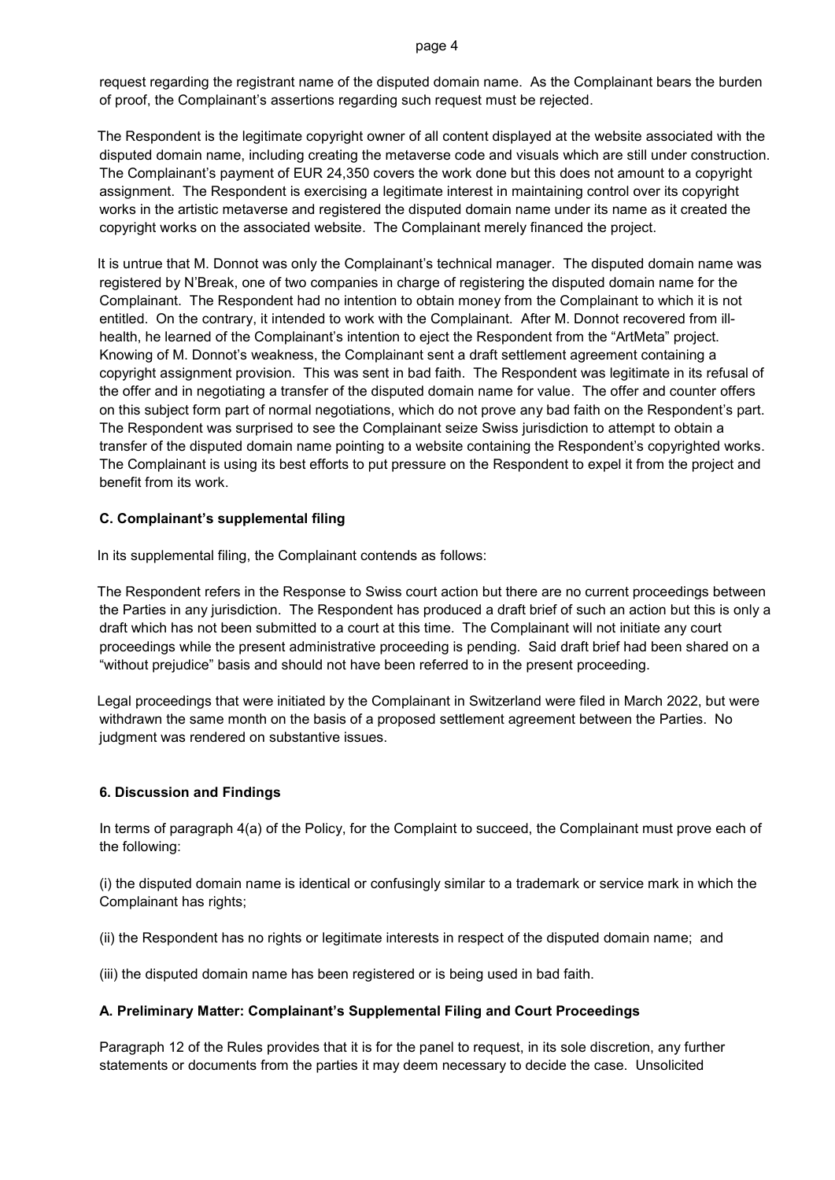request regarding the registrant name of the disputed domain name. As the Complainant bears the burden of proof, the Complainant's assertions regarding such request must be rejected.

The Respondent is the legitimate copyright owner of all content displayed at the website associated with the disputed domain name, including creating the metaverse code and visuals which are still under construction. The Complainant's payment of EUR 24,350 covers the work done but this does not amount to a copyright assignment. The Respondent is exercising a legitimate interest in maintaining control over its copyright works in the artistic metaverse and registered the disputed domain name under its name as it created the copyright works on the associated website. The Complainant merely financed the project.

It is untrue that M. Donnot was only the Complainant's technical manager. The disputed domain name was registered by N'Break, one of two companies in charge of registering the disputed domain name for the Complainant. The Respondent had no intention to obtain money from the Complainant to which it is not entitled. On the contrary, it intended to work with the Complainant. After M. Donnot recovered from ill-health, he learned of the Complainant's intention to eject the Respondent from the "ArtMeta" project. Knowing of M. Donnot's weakness, the Complainant sent a draft settlement agreement containing a copyright assignment provision. This was sent in bad faith. The Respondent was legitimate in its refusal of the offer and in negotiating a transfer of the disputed domain name for value. The offer and counter offers on this subject form part of normal negotiations, which do not prove any bad faith on the Respondent's part. The Respondent was surprised to see the Complainant seize Swiss jurisdiction to attempt to obtain a transfer of the disputed domain name pointing to a website containing the Respondent's copyrighted works. The Complainant is using its best efforts to put pressure on the Respondent to expel it from the project and benefit from its work.

### C. Complainant's supplemental filing

In its supplemental filing, the Complainant contends as follows:

The Respondent refers in the Response to Swiss court action but there are no current proceedings between the Parties in any jurisdiction. The Respondent has produced a draft brief of such an action but this is only a draft which has not been submitted to a court at this time. The Complainant will not initiate any court proceedings while the present administrative proceeding is pending. Said draft brief had been shared on a "without prejudice" basis and should not have been referred to in the present proceeding.

Legal proceedings that were initiated by the Complainant in Switzerland were filed in March 2022, but were withdrawn the same month on the basis of a proposed settlement agreement between the Parties. No judgment was rendered on substantive issues.

## 6. Discussion and Findings

In terms of paragraph 4(a) of the Policy, for the Complaint to succeed, the Complainant must prove each of the following:

(i) the disputed domain name is identical or confusingly similar to a trademark or service mark in which the Complainant has rights;

(ii) the Respondent has no rights or legitimate interests in respect of the disputed domain name; and

(iii) the disputed domain name has been registered or is being used in bad faith.

### A. Preliminary Matter: Complainant's Supplemental Filing and Court Proceedings

Paragraph 12 of the Rules provides that it is for the panel to request, in its sole discretion, any further statements or documents from the parties it may deem necessary to decide the case. Unsolicited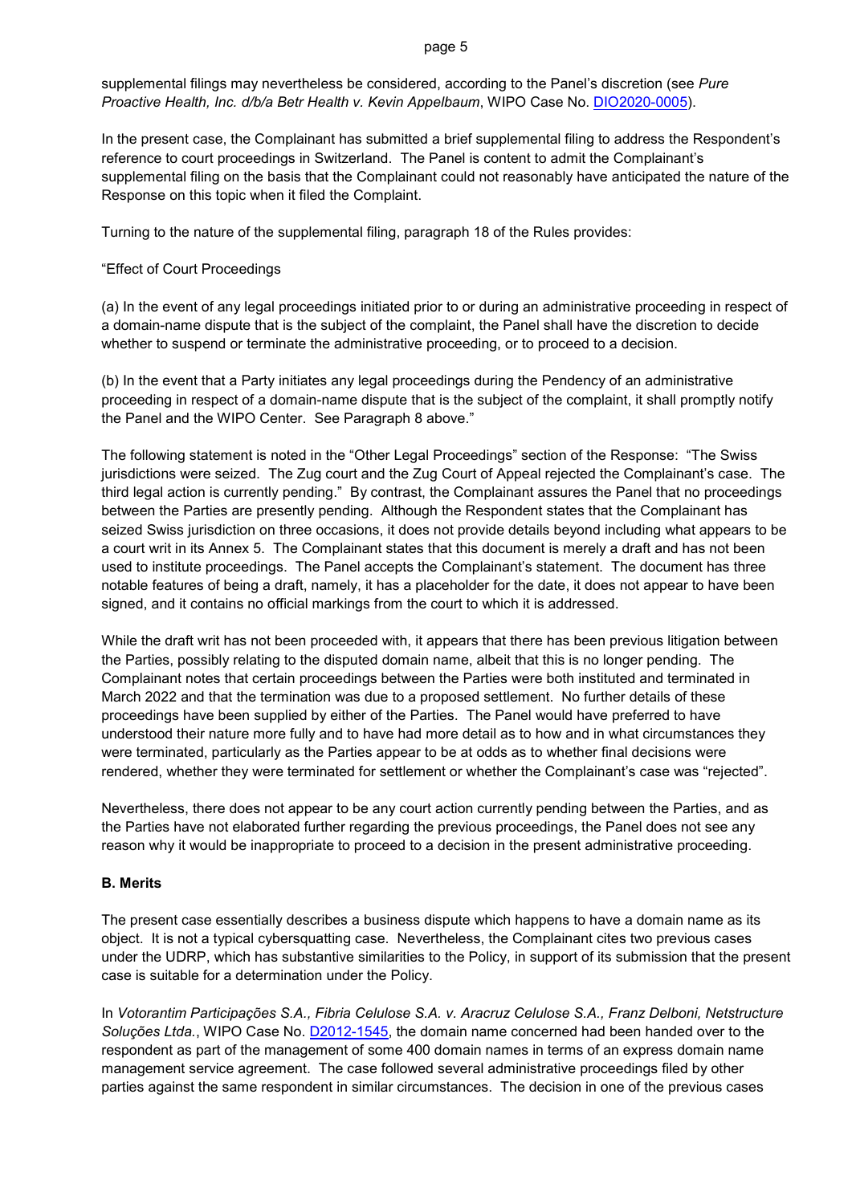supplemental filings may nevertheless be considered, according to the Panel's discretion (see *Pure Proactive Health, Inc. d/b/a Betr Health v. Kevin Appelbaum*, WIPO Case No. DIO2020-0005).

In the present case, the Complainant has submitted a brief supplemental filing to address the Respondent's reference to court proceedings in Switzerland. The Panel is content to admit the Complainant's supplemental filing on the basis that the Complainant could not reasonably have anticipated the nature of the Response on this topic when it filed the Complaint.

Turning to the nature of the supplemental filing, paragraph 18 of the Rules provides:

"Effect of Court Proceedings

(a) In the event of any legal proceedings initiated prior to or during an administrative proceeding in respect of a domain-name dispute that is the subject of the complaint, the Panel shall have the discretion to decide whether to suspend or terminate the administrative proceeding, or to proceed to a decision.

(b) In the event that a Party initiates any legal proceedings during the Pendency of an administrative proceeding in respect of a domain-name dispute that is the subject of the complaint, it shall promptly notify the Panel and the WIPO Center. See Paragraph 8 above."

The following statement is noted in the "Other Legal Proceedings" section of the Response: "The Swiss jurisdictions were seized. The Zug court and the Zug Court of Appeal rejected the Complainant's case. The third legal action is currently pending." By contrast, the Complainant assures the Panel that no proceedings between the Parties are presently pending. Although the Respondent states that the Complainant has seized Swiss jurisdiction on three occasions, it does not provide details beyond including what appears to be a court writ in its Annex 5. The Complainant states that this document is merely a draft and has not been used to institute proceedings. The Panel accepts the Complainant's statement. The document has three notable features of being a draft, namely, it has a placeholder for the date, it does not appear to have been signed, and it contains no official markings from the court to which it is addressed.

While the draft writ has not been proceeded with, it appears that there has been previous litigation between the Parties, possibly relating to the disputed domain name, albeit that this is no longer pending. The Complainant notes that certain proceedings between the Parties were both instituted and terminated in March 2022 and that the termination was due to a proposed settlement. No further details of these proceedings have been supplied by either of the Parties. The Panel would have preferred to have understood their nature more fully and to have had more detail as to how and in what circumstances they were terminated, particularly as the Parties appear to be at odds as to whether final decisions were rendered, whether they were terminated for settlement or whether the Complainant's case was "rejected".

Nevertheless, there does not appear to be any court action currently pending between the Parties, and as the Parties have not elaborated further regarding the previous proceedings, the Panel does not see any reason why it would be inappropriate to proceed to a decision in the present administrative proceeding.

**B. Merits**

The present case essentially describes a business dispute which happens to have a domain name as its object. It is not a typical cybersquatting case. Nevertheless, the Complainant cites two previous cases under the UDRP, which has substantive similarities to the Policy, in support of its submission that the present case is suitable for a determination under the Policy.

In *Votorantim Participações S.A., Fibria Celulose S.A. v. Aracruz Celulose S.A., Franz Delboni, Netstructure Soluções Ltda.*, WIPO Case No. D2012-1545, the domain name concerned had been handed over to the respondent as part of the management of some 400 domain names in terms of an express domain name management service agreement. The case followed several administrative proceedings filed by other parties against the same respondent in similar circumstances. The decision in one of the previous cases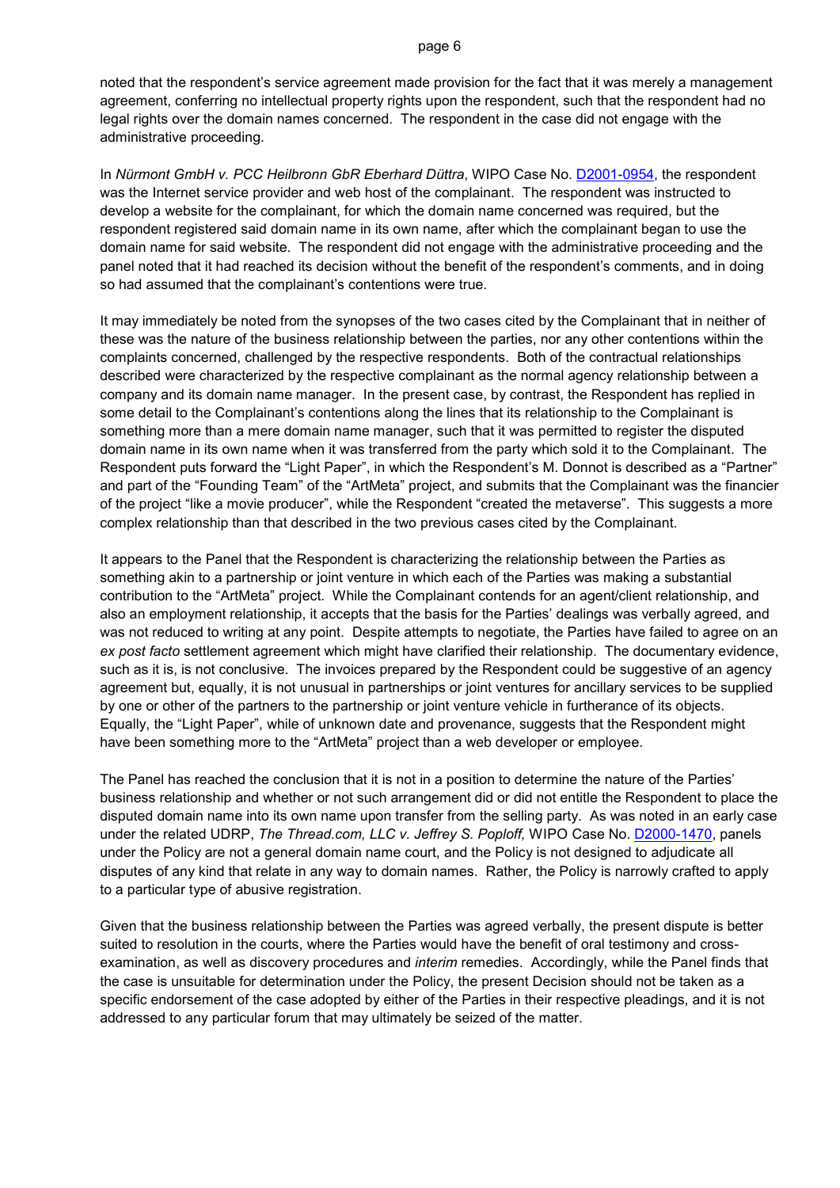noted that the respondent's service agreement made provision for the fact that it was merely a management agreement, conferring no intellectual property rights upon the respondent, such that the respondent had no legal rights over the domain names concerned. The respondent in the case did not engage with the administrative proceeding.

In *Nürmont GmbH v. PCC Heilbronn GbR Eberhard Düttra*, WIPO Case No. D2001-0954, the respondent was the Internet service provider and web host of the complainant. The respondent was instructed to develop a website for the complainant, for which the domain name concerned was required, but the respondent registered said domain name in its own name, after which the complainant began to use the domain name for said website. The respondent did not engage with the administrative proceeding and the panel noted that it had reached its decision without the benefit of the respondent's comments, and in doing so had assumed that the complainant's contentions were true.

It may immediately be noted from the synopses of the two cases cited by the Complainant that in neither of these was the nature of the business relationship between the parties, nor any other contentions within the complaints concerned, challenged by the respective respondents. Both of the contractual relationships described were characterized by the respective complainant as the normal agency relationship between a company and its domain name manager. In the present case, by contrast, the Respondent has replied in some detail to the Complainant's contentions along the lines that its relationship to the Complainant is something more than a mere domain name manager, such that it was permitted to register the disputed domain name in its own name when it was transferred from the party which sold it to the Complainant. The Respondent puts forward the "Light Paper", in which the Respondent's M. Donnot is described as a "Partner" and part of the "Founding Team" of the "ArtMeta" project, and submits that the Complainant was the financier of the project "like a movie producer", while the Respondent "created the metaverse". This suggests a more complex relationship than that described in the two previous cases cited by the Complainant.

It appears to the Panel that the Respondent is characterizing the relationship between the Parties as something akin to a partnership or joint venture in which each of the Parties was making a substantial contribution to the "ArtMeta" project. While the Complainant contends for an agent/client relationship, and also an employment relationship, it accepts that the basis for the Parties' dealings was verbally agreed, and was not reduced to writing at any point. Despite attempts to negotiate, the Parties have failed to agree on an *ex post facto* settlement agreement which might have clarified their relationship. The documentary evidence, such as it is, is not conclusive. The invoices prepared by the Respondent could be suggestive of an agency agreement but, equally, it is not unusual in partnerships or joint ventures for ancillary services to be supplied by one or other of the partners to the partnership or joint venture vehicle in furtherance of its objects. Equally, the "Light Paper", while of unknown date and provenance, suggests that the Respondent might have been something more to the "ArtMeta" project than a web developer or employee.

The Panel has reached the conclusion that it is not in a position to determine the nature of the Parties' business relationship and whether or not such arrangement did or did not entitle the Respondent to place the disputed domain name into its own name upon transfer from the selling party. As was noted in an early case under the related UDRP, *The Thread.com, LLC v. Jeffrey S. Poploff,* WIPO Case No. D2000-1470, panels under the Policy are not a general domain name court, and the Policy is not designed to adjudicate all disputes of any kind that relate in any way to domain names. Rather, the Policy is narrowly crafted to apply to a particular type of abusive registration.

Given that the business relationship between the Parties was agreed verbally, the present dispute is better suited to resolution in the courts, where the Parties would have the benefit of oral testimony and cross-examination, as well as discovery procedures and *interim* remedies. Accordingly, while the Panel finds that the case is unsuitable for determination under the Policy, the present Decision should not be taken as a specific endorsement of the case adopted by either of the Parties in their respective pleadings, and it is not addressed to any particular forum that may ultimately be seized of the matter.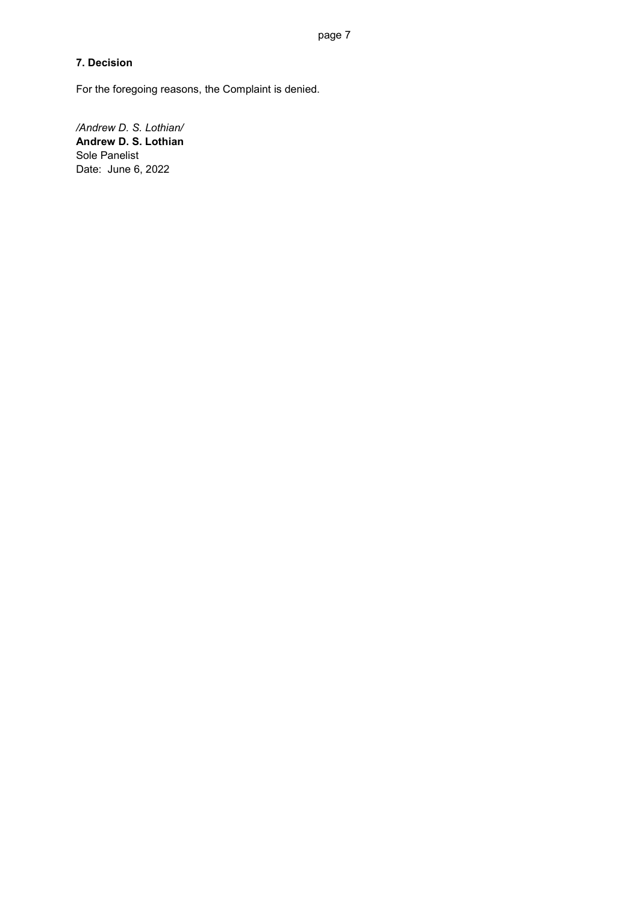## 7. Decision

For the foregoing reasons, the Complaint is denied.

*/Andrew D. S. Lothian/*
**Andrew D. S. Lothian**
Sole Panelist
Date: June 6, 2022